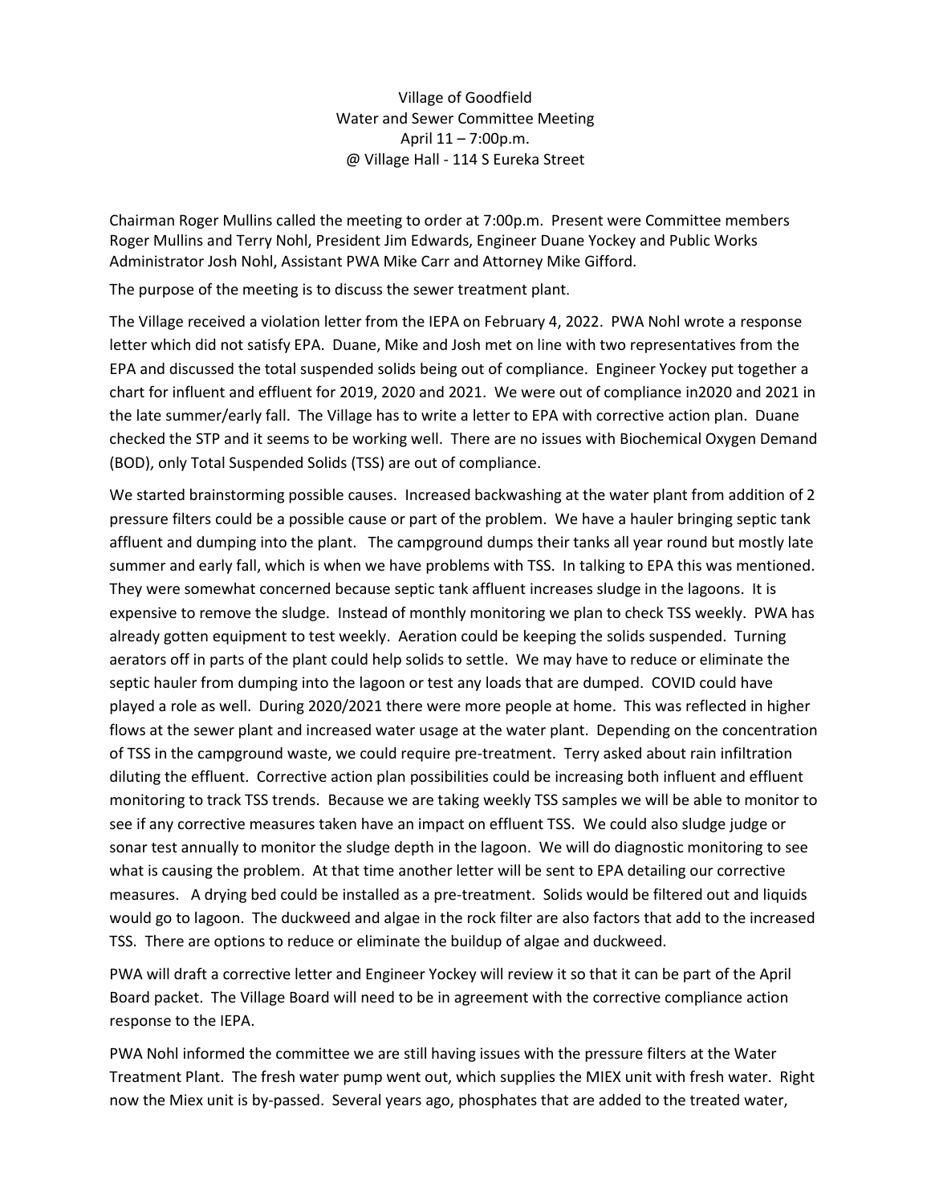Village of Goodfield
Water and Sewer Committee Meeting
April 11 – 7:00p.m.
@ Village Hall - 114 S Eureka Street

Chairman Roger Mullins called the meeting to order at 7:00p.m. Present were Committee members Roger Mullins and Terry Nohl, President Jim Edwards, Engineer Duane Yockey and Public Works Administrator Josh Nohl, Assistant PWA Mike Carr and Attorney Mike Gifford.

The purpose of the meeting is to discuss the sewer treatment plant.

The Village received a violation letter from the IEPA on February 4, 2022. PWA Nohl wrote a response letter which did not satisfy EPA. Duane, Mike and Josh met on line with two representatives from the EPA and discussed the total suspended solids being out of compliance. Engineer Yockey put together a chart for influent and effluent for 2019, 2020 and 2021. We were out of compliance in2020 and 2021 in the late summer/early fall. The Village has to write a letter to EPA with corrective action plan. Duane checked the STP and it seems to be working well. There are no issues with Biochemical Oxygen Demand (BOD), only Total Suspended Solids (TSS) are out of compliance.

We started brainstorming possible causes. Increased backwashing at the water plant from addition of 2 pressure filters could be a possible cause or part of the problem. We have a hauler bringing septic tank affluent and dumping into the plant. The campground dumps their tanks all year round but mostly late summer and early fall, which is when we have problems with TSS. In talking to EPA this was mentioned. They were somewhat concerned because septic tank affluent increases sludge in the lagoons. It is expensive to remove the sludge. Instead of monthly monitoring we plan to check TSS weekly. PWA has already gotten equipment to test weekly. Aeration could be keeping the solids suspended. Turning aerators off in parts of the plant could help solids to settle. We may have to reduce or eliminate the septic hauler from dumping into the lagoon or test any loads that are dumped. COVID could have played a role as well. During 2020/2021 there were more people at home. This was reflected in higher flows at the sewer plant and increased water usage at the water plant. Depending on the concentration of TSS in the campground waste, we could require pre-treatment. Terry asked about rain infiltration diluting the effluent. Corrective action plan possibilities could be increasing both influent and effluent monitoring to track TSS trends. Because we are taking weekly TSS samples we will be able to monitor to see if any corrective measures taken have an impact on effluent TSS. We could also sludge judge or sonar test annually to monitor the sludge depth in the lagoon. We will do diagnostic monitoring to see what is causing the problem. At that time another letter will be sent to EPA detailing our corrective measures. A drying bed could be installed as a pre-treatment. Solids would be filtered out and liquids would go to lagoon. The duckweed and algae in the rock filter are also factors that add to the increased TSS. There are options to reduce or eliminate the buildup of algae and duckweed.

PWA will draft a corrective letter and Engineer Yockey will review it so that it can be part of the April Board packet. The Village Board will need to be in agreement with the corrective compliance action response to the IEPA.

PWA Nohl informed the committee we are still having issues with the pressure filters at the Water Treatment Plant. The fresh water pump went out, which supplies the MIEX unit with fresh water. Right now the Miex unit is by-passed. Several years ago, phosphates that are added to the treated water,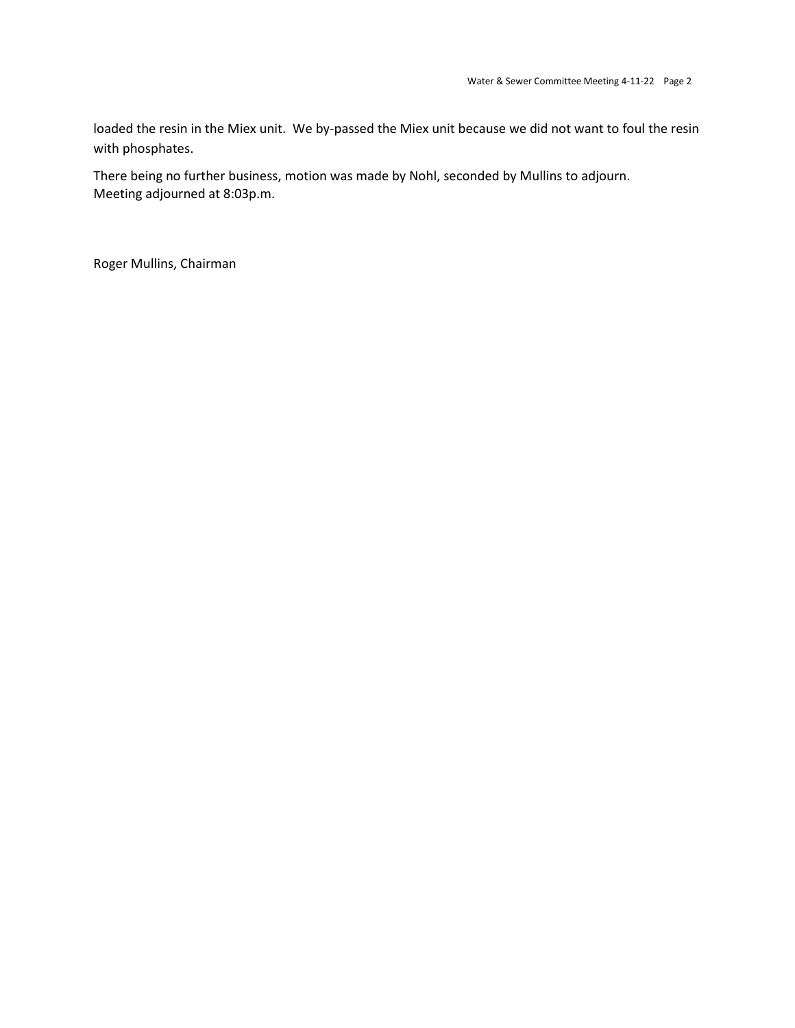loaded the resin in the Miex unit. We by-passed the Miex unit because we did not want to foul the resin with phosphates.

There being no further business, motion was made by Nohl, seconded by Mullins to adjourn.
Meeting adjourned at 8:03p.m.

Roger Mullins, Chairman